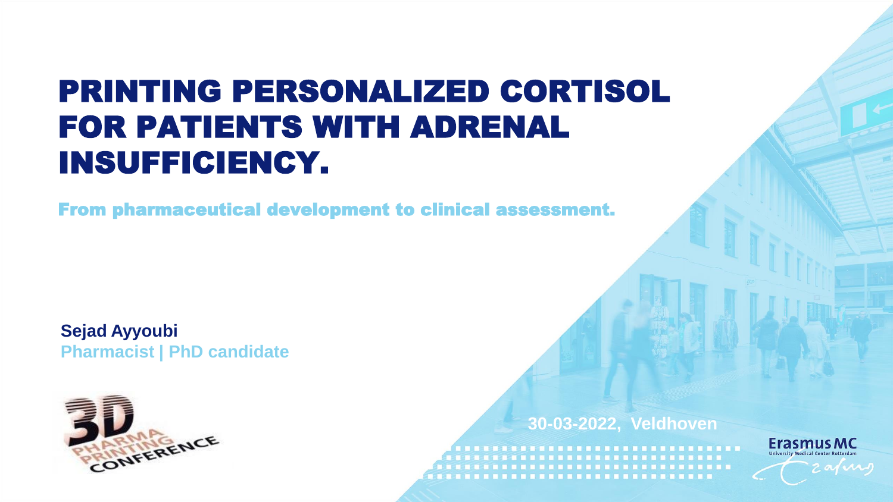# PRINTING PERSONALIZED CORTISOL FOR PATIENTS WITH ADRENAL INSUFFICIENCY.

## From pharmaceutical development to clinical assessment.

**Sejad Ayyoubi**
**Pharmacist | PhD candidate**

3D PHARMA PRINTING CONFERENCE

**30-03-2022, Veldhoven**

Erasmus MC
University Medical Center Rotterdam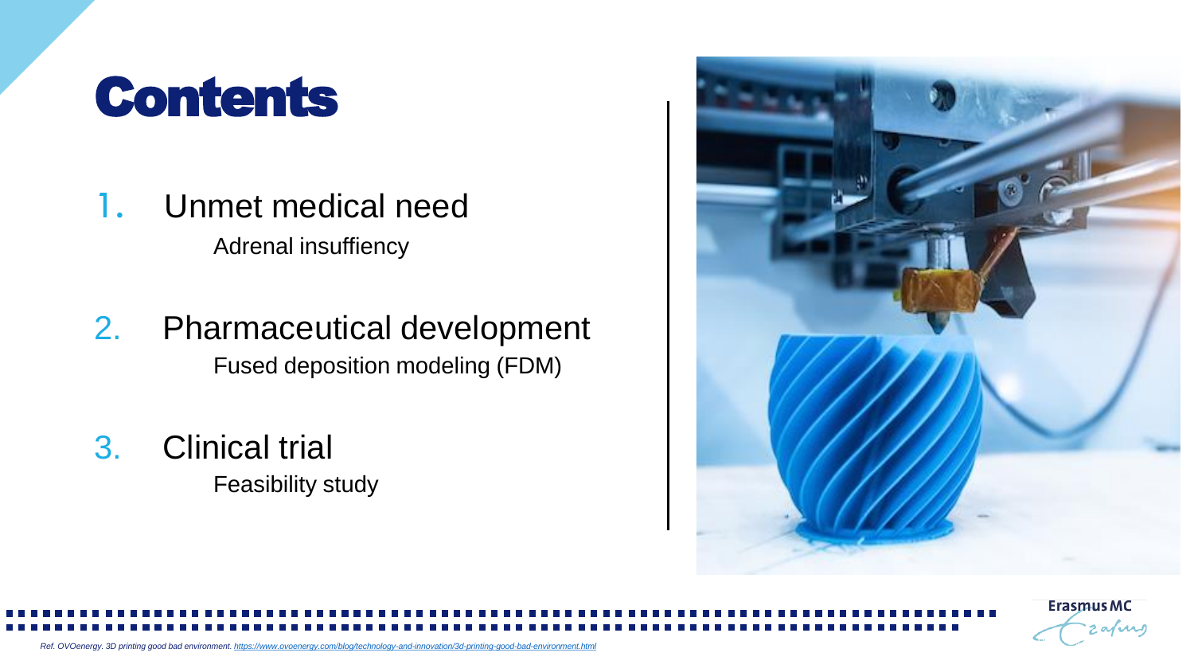# Contents

1. Unmet medical need
   Adrenal insuffiency
2. Pharmaceutical development
   Fused deposition modeling (FDM)
3. Clinical trial
   Feasibility study

*Ref. OVOenergy. 3D printing good bad environment. https://www.ovoenergy.com/blog/technology-and-innovation/3d-printing-good-bad-environment.html*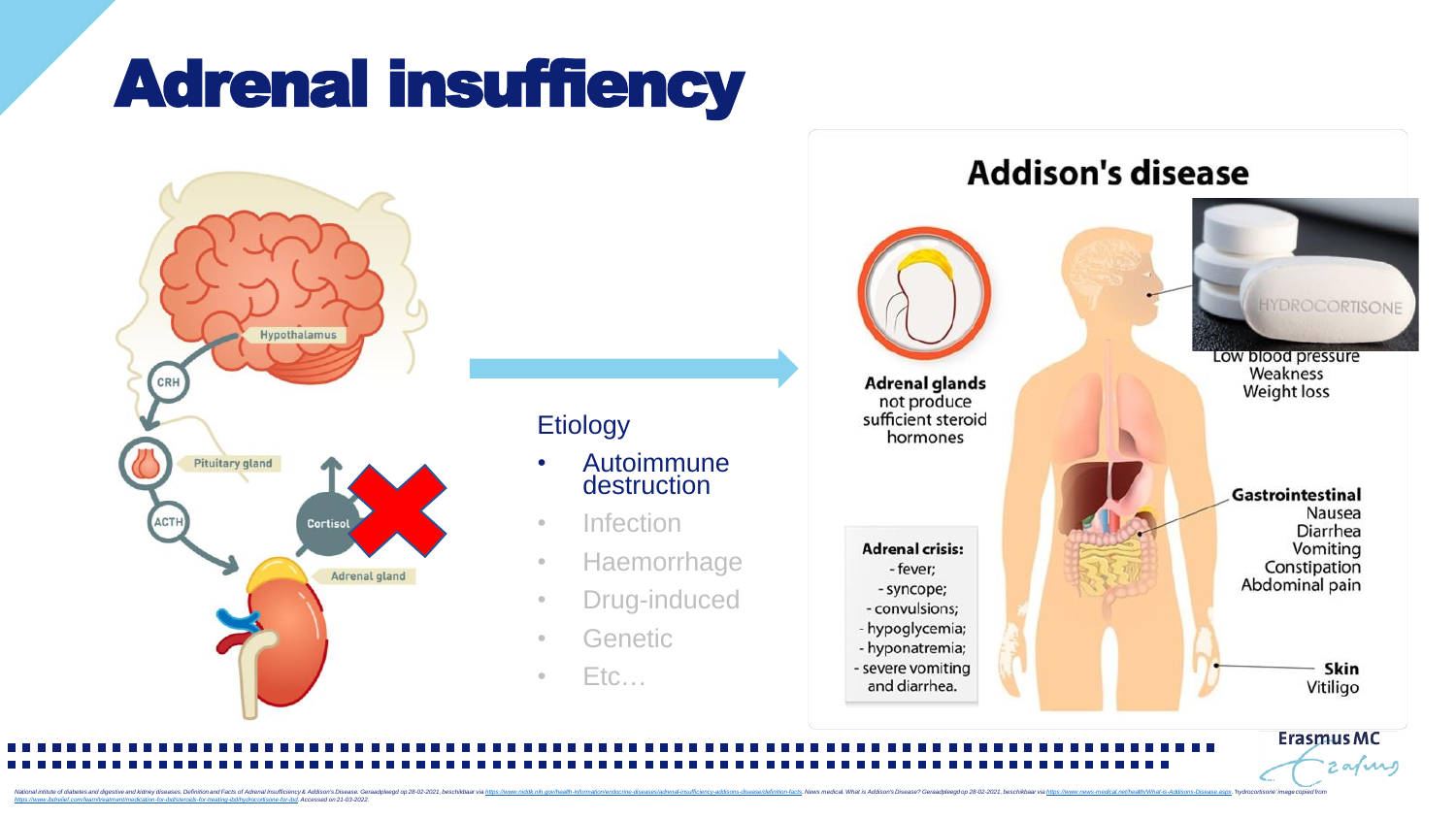# Adrenal insuffiency

Hypothalamus

CRH

Pituitary gland

ACTH

Cortisol

Adrenal gland

Etiology

- Autoimmune destruction
- Infection
- Haemorrhage
- Drug-induced
- Genetic
- Etc…

## Addison's disease

**Adrenal glands** not produce sufficient steroid hormones

Low blood pressure
Weakness
Weight loss

**Gastrointestinal**
Nausea
Diarrhea
Vomiting
Constipation
Abdominal pain

**Adrenal crisis:**
- fever;
- syncope;
- convulsions;
- hypoglycemia;
- hyponatremia;
- severe vomiting and diarrhea.

**Skin**
Vitiligo

HYDROCORTISONE

National intitute of diabetes and digestive and kidney diseases. Definition and Facts of Adrenal Insufficiency & Addison's Disease. Geraadpleegd op 28-02-2021, beschikbaar via https://www.niddk.nih.gov/health-information/endocrine-diseases/adrenal-insufficiency-addisons-disease/definition-facts. News medical. What is Addison's Disease? Geraadpleegd op 28-02-2021, beschikbaar via https://www.news-medical.net/health/What-is-Addisons-Disease.aspx. 'hydrocortisone' image copied from https://www.ibdrelief.com/learn/treatment/medication-for-ibd/steroids-for-treating-ibd/hydrocortisone-for-ibd. Accessed on 21-03-2022.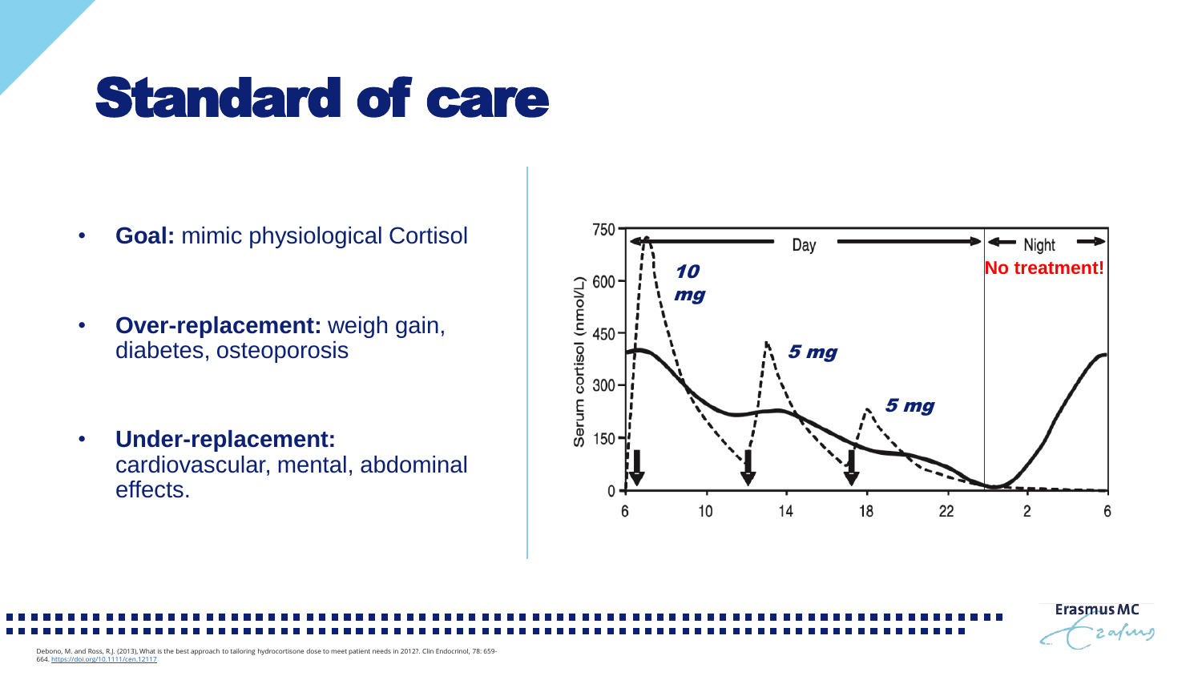# Standard of care

- **Goal:** mimic physiological Cortisol
- **Over-replacement:** weigh gain, diabetes, osteoporosis
- **Under-replacement:** cardiovascular, mental, abdominal effects.

Serum cortisol (nmol/L)

Day | Night

10 mg

5 mg

5 mg

No treatment!

Debono, M. and Ross, R.J. (2013), What is the best approach to tailoring hydrocortisone dose to meet patient needs in 2012?. Clin Endocrinol, 78: 659-664. https://doi.org/10.1111/cen.12117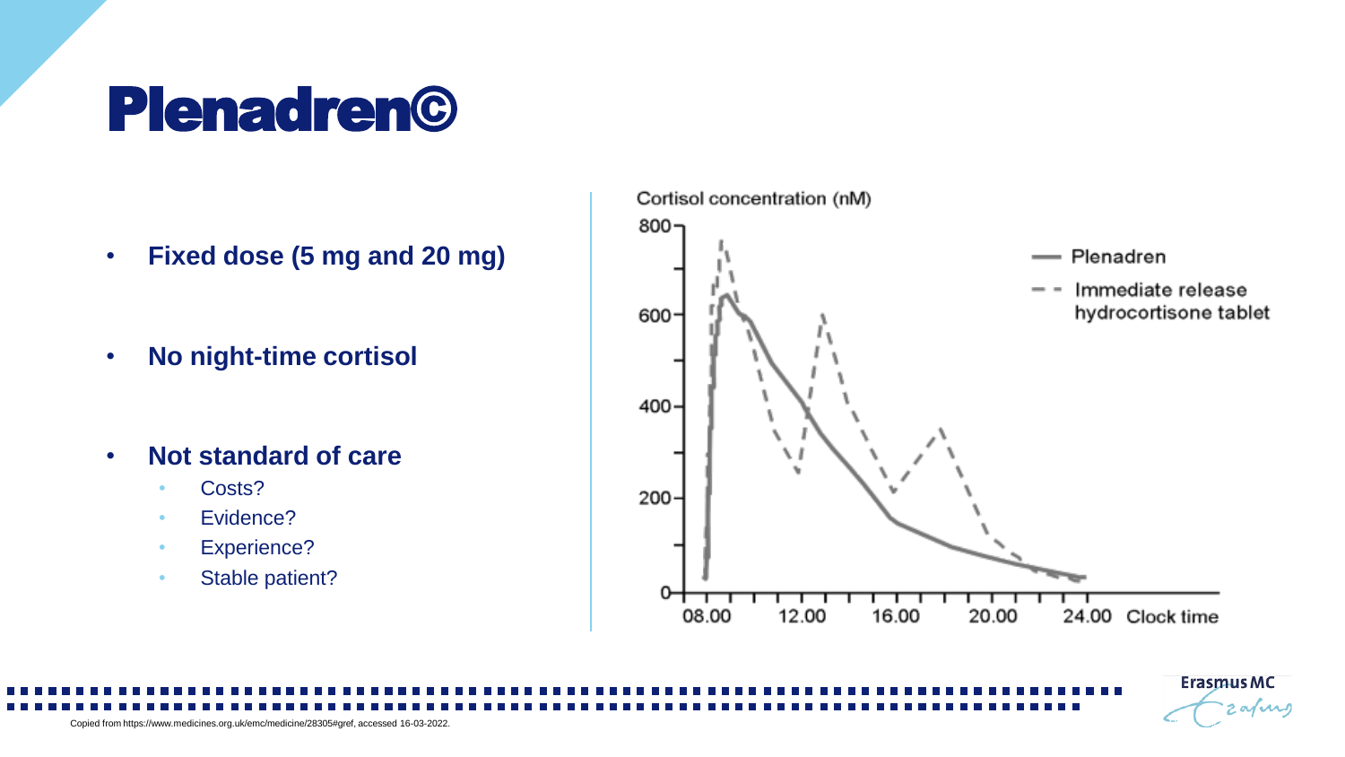# Plenadren©

- **Fixed dose (5 mg and 20 mg)**
- **No night-time cortisol**
- **Not standard of care**
  - Costs?
  - Evidence?
  - Experience?
  - Stable patient?

Cortisol concentration (nM)

— Plenadren
- - Immediate release hydrocortisone tablet

Clock time: 08.00, 12.00, 16.00, 20.00, 24.00

Copied from https://www.medicines.org.uk/emc/medicine/28305#gref, accessed 16-03-2022.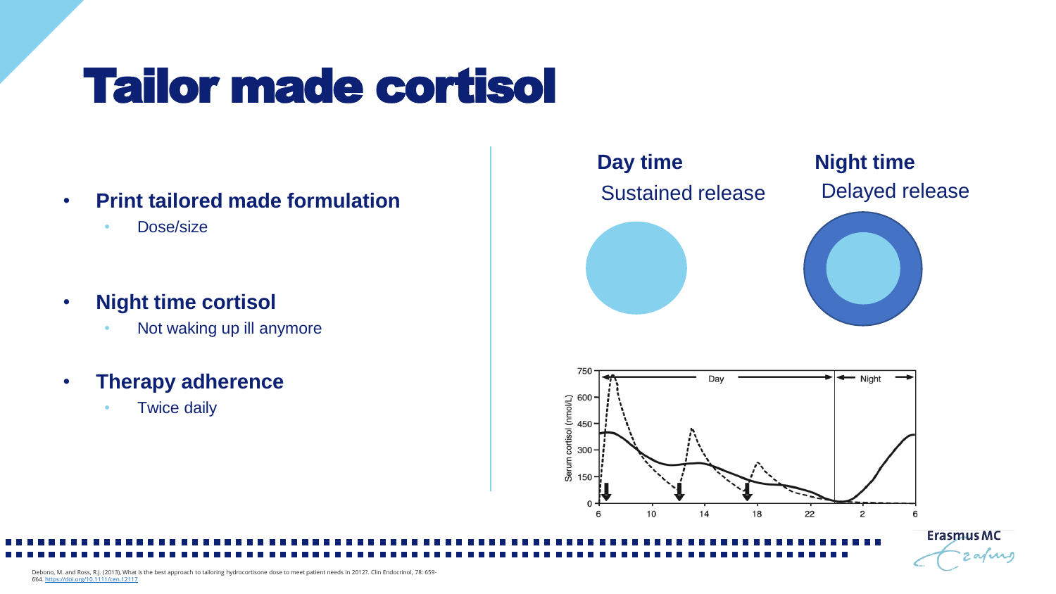# Tailor made cortisol

- **Print tailored made formulation**
  - Dose/size
- **Night time cortisol**
  - Not waking up ill anymore
- **Therapy adherence**
  - Twice daily

**Day time**
Sustained release

**Night time**
Delayed release

Debono, M. and Ross, R.J. (2013), What is the best approach to tailoring hydrocortisone dose to meet patient needs in 2012?. Clin Endocrinol, 78: 659-664. https://doi.org/10.1111/cen.12117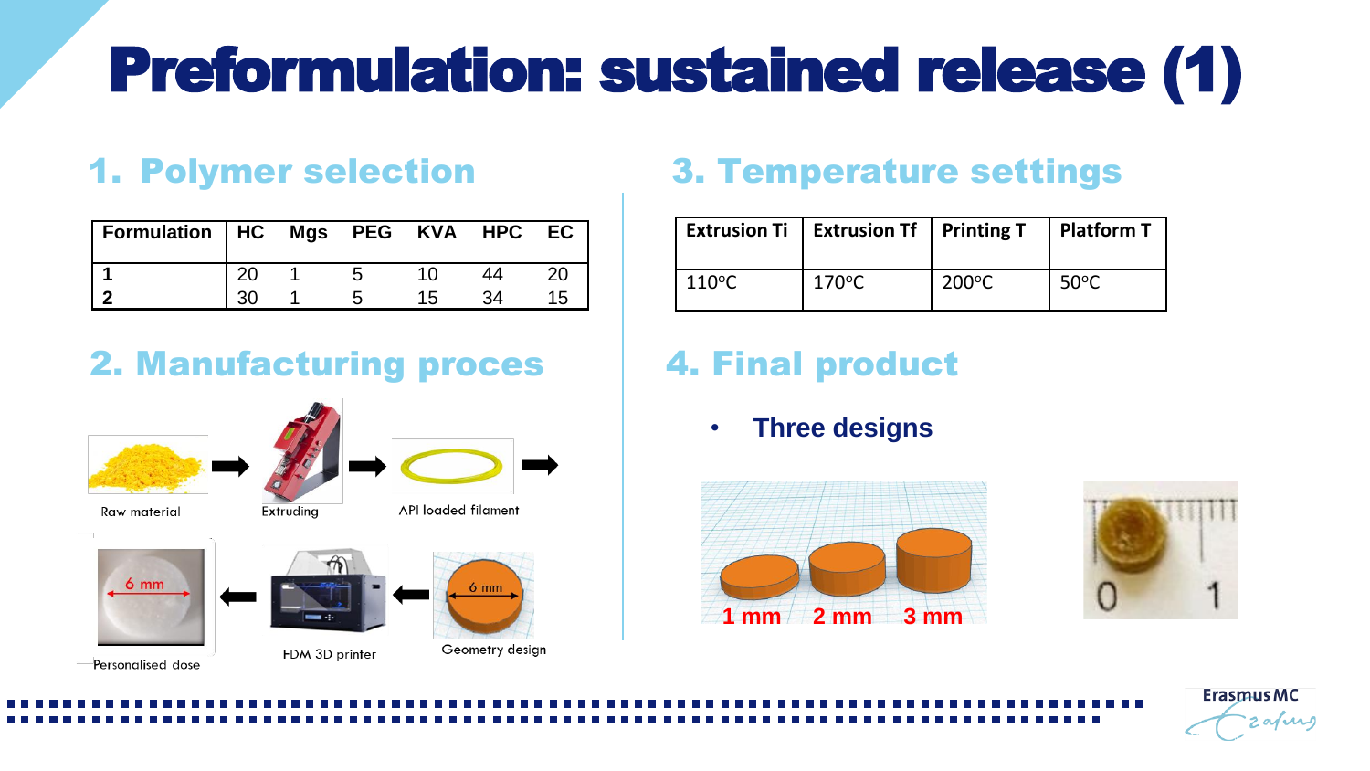# Preformulation: sustained release (1)

## 1. Polymer selection

| Formulation | HC | Mgs | PEG | KVA | HPC | EC |
|---|---|---|---|---|---|---|
| **1** | 20 | 1 | 5 | 10 | 44 | 20 |
| **2** | 30 | 1 | 5 | 15 | 34 | 15 |

## 2. Manufacturing proces

Raw material → Extruding → API loaded filament → Geometry design (6 mm) → FDM 3D printer → Personalised dose (6 mm)

## 3. Temperature settings

| Extrusion Ti | Extrusion Tf | Printing T | Platform T |
|---|---|---|---|
| 110ºC | 170ºC | 200ºC | 50ºC |

## 4. Final product

- **Three designs**

1 mm 2 mm 3 mm

0 1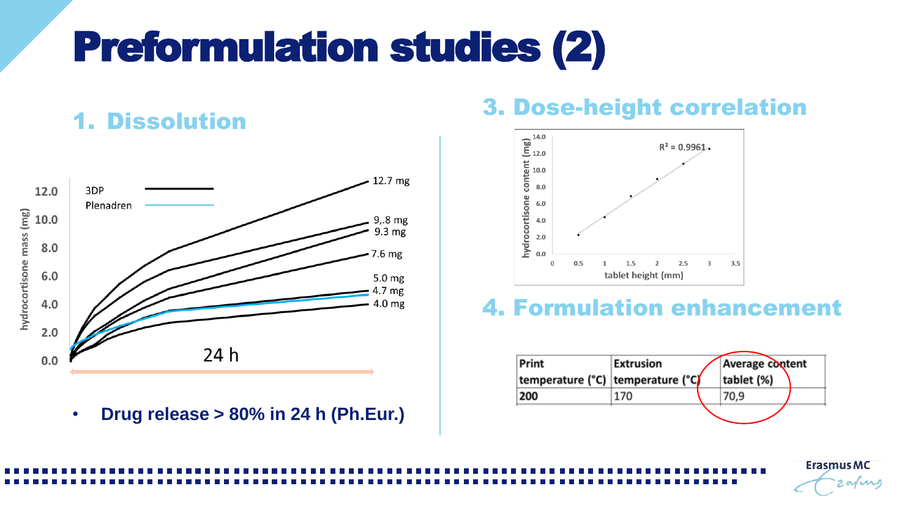# Preformulation studies (2)

## 1. Dissolution

3DP

Plenadren

hydrocortisone mass (mg)

12.7 mg

9,.8 mg

9.3 mg

7.6 mg

5.0 mg

4.7 mg

4.0 mg

24 h

- **Drug release > 80% in 24 h (Ph.Eur.)**

## 3. Dose-height correlation

$R^2 = 0.9961$

hydrocortisone content (mg)

tablet height (mm)

## 4. Formulation enhancement

| Print temperature (°C) | Extrusion temperature (°C) | Average content tablet (%) |
|---|---|---|
| **200** | 170 | 70,9 |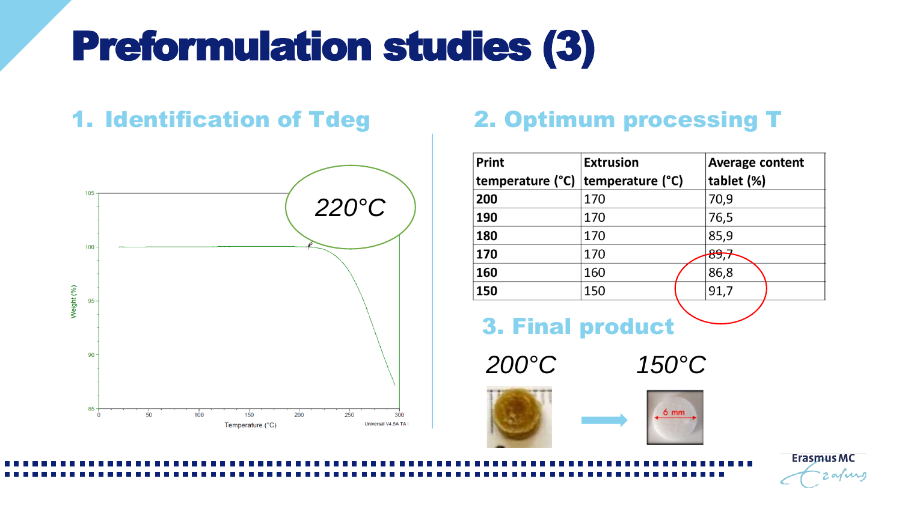# Preformulation studies (3)

## 1. Identification of Tdeg

220°C

Weight (%)

105, 100, 95, 90, 85

Temperature (°C)

0, 50, 100, 150, 200, 250, 300

Universal V4.5A TA I

## 2. Optimum processing T

| Print temperature (°C) | Extrusion temperature (°C) | Average content tablet (%) |
|---|---|---|
| **200** | 170 | 70,9 |
| **190** | 170 | 76,5 |
| **180** | 170 | 85,9 |
| **170** | 170 | 89,7 |
| **160** | 160 | 86,8 |
| **150** | 150 | 91,7 |

## 3. Final product

200°C

150°C

6 mm

Erasmus MC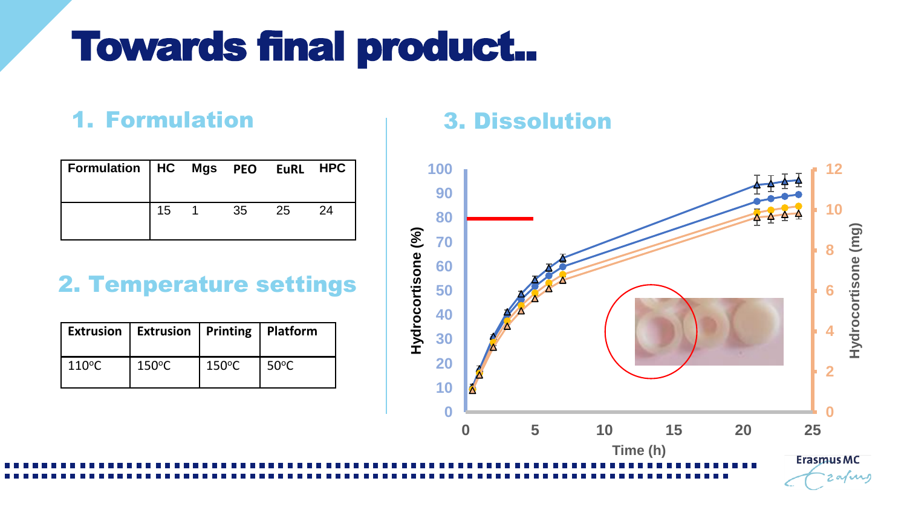# Towards final product..

## 1. Formulation

| Formulation | HC | Mgs | PEO | EuRL | HPC |
|---|---|---|---|---|---|
| | 15 | 1 | 35 | 25 | 24 |

## 2. Temperature settings

| Extrusion | Extrusion | Printing | Platform |
|---|---|---|---|
| 110ºC | 150ºC | 150ºC | 50ºC |

## 3. Dissolution

Hydrocortisone (%)

Hydrocortisone (mg)

Time (h)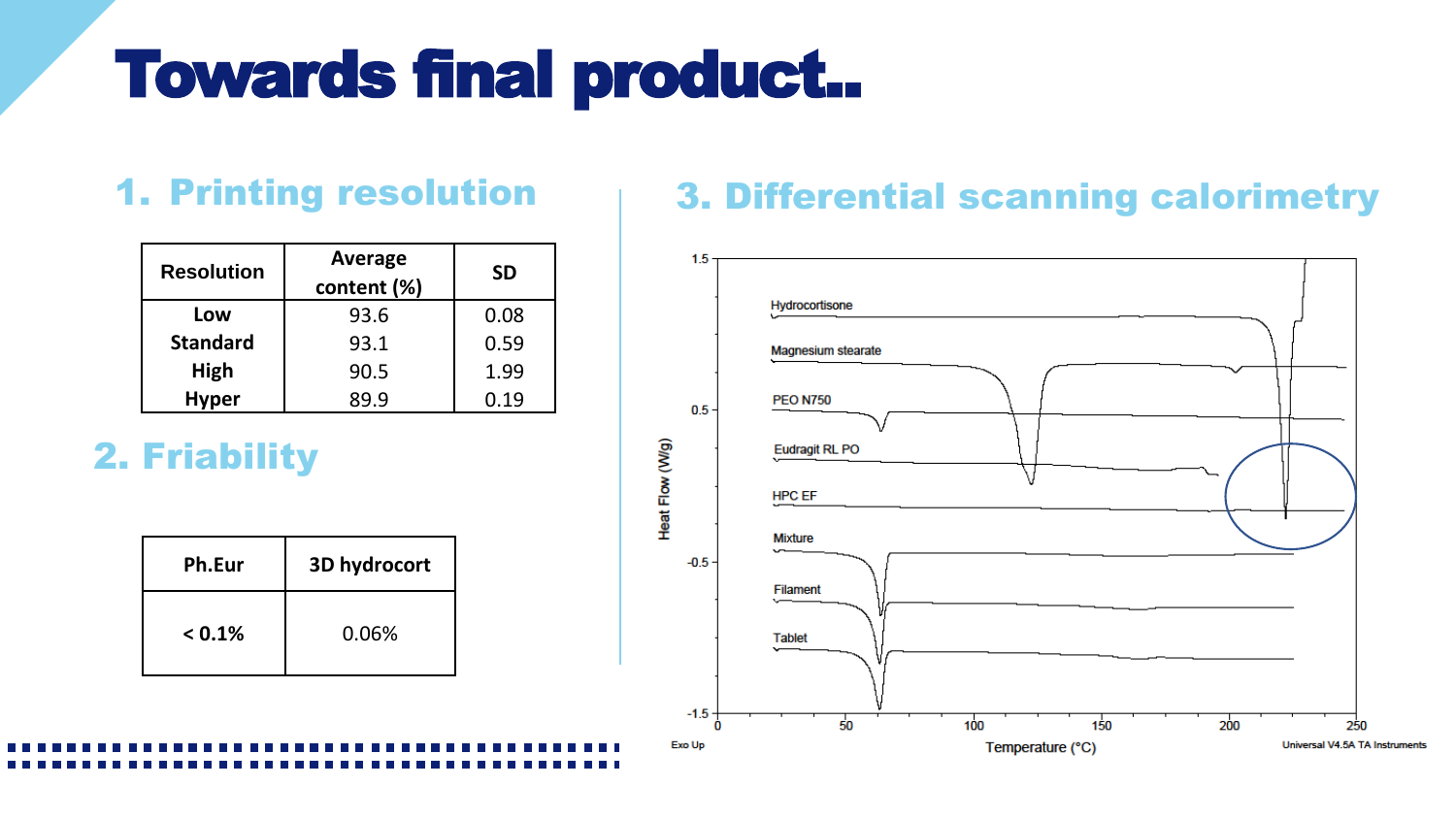# Towards final product..

## 1. Printing resolution

| Resolution | Average content (%) | SD |
|---|---|---|
| Low | 93.6 | 0.08 |
| Standard | 93.1 | 0.59 |
| High | 90.5 | 1.99 |
| Hyper | 89.9 | 0.19 |

## 2. Friability

| Ph.Eur | 3D hydrocort |
|---|---|
| < 0.1% | 0.06% |

## 3. Differential scanning calorimetry

Heat Flow (W/g) vs. Temperature (°C); traces: Hydrocortisone, Magnesium stearate, PEO N750, Eudragit RL PO, HPC EF, Mixture, Filament, Tablet

Exo Up — Universal V4.5A TA Instruments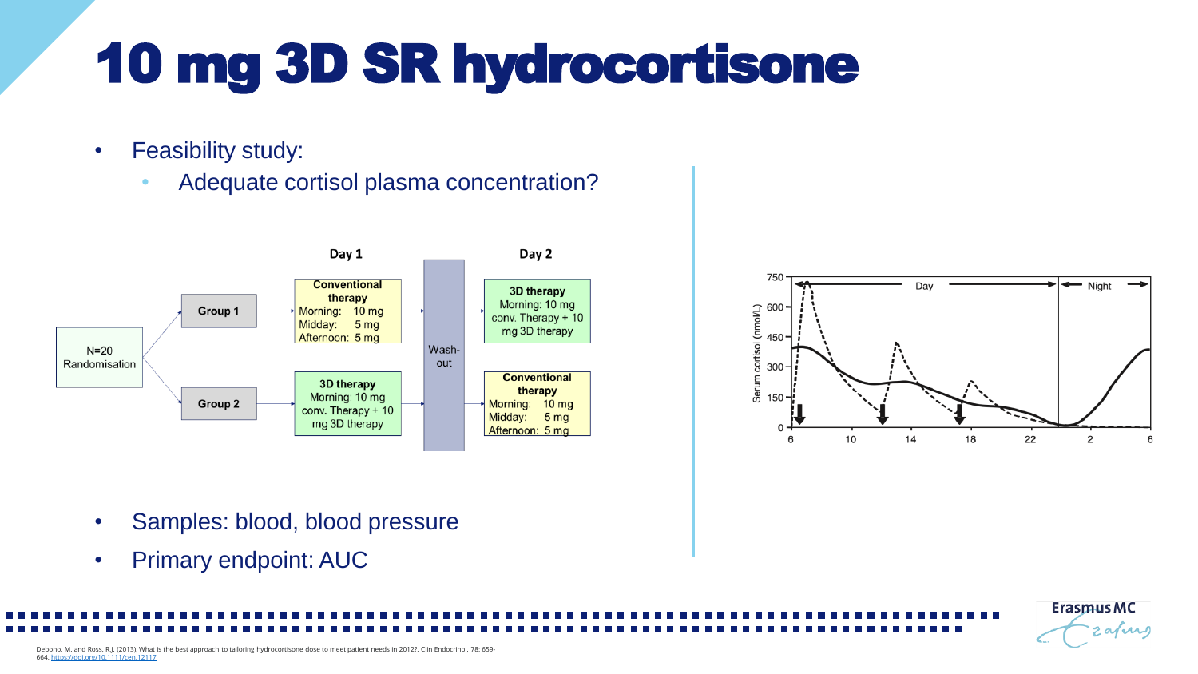# 10 mg 3D SR hydrocortisone

- Feasibility study:
  - Adequate cortisol plasma concentration?

| | | Day 1 | | Day 2 |
|---|---|---|---|---|
| N=20 Randomisation | Group 1 | Conventional therapy<br>Morning: 10 mg<br>Midday: 5 mg<br>Afternoon: 5 mg | Wash-out | 3D therapy<br>Morning: 10 mg conv. Therapy + 10 mg 3D therapy |
| | Group 2 | 3D therapy<br>Morning: 10 mg conv. Therapy + 10 mg 3D therapy | | Conventional therapy<br>Morning: 10 mg<br>Midday: 5 mg<br>Afternoon: 5 mg |

- Samples: blood, blood pressure
- Primary endpoint: AUC

Debono, M. and Ross, R.J. (2013), What is the best approach to tailoring hydrocortisone dose to meet patient needs in 2012?. Clin Endocrinol, 78: 659-664. https://doi.org/10.1111/cen.12117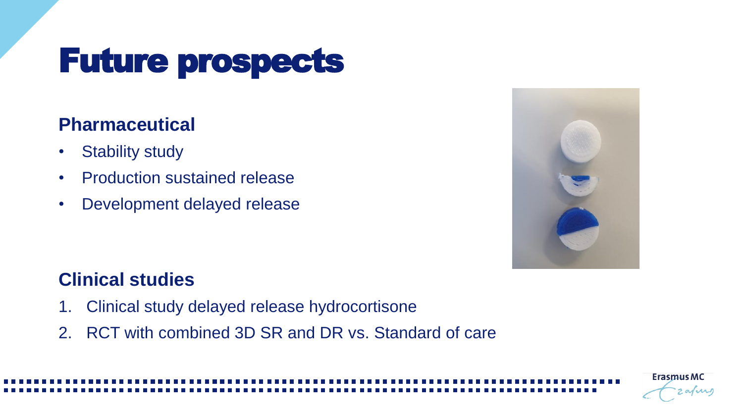# Future prospects

## Pharmaceutical

- Stability study
- Production sustained release
- Development delayed release

## Clinical studies

1. Clinical study delayed release hydrocortisone
2. RCT with combined 3D SR and DR vs. Standard of care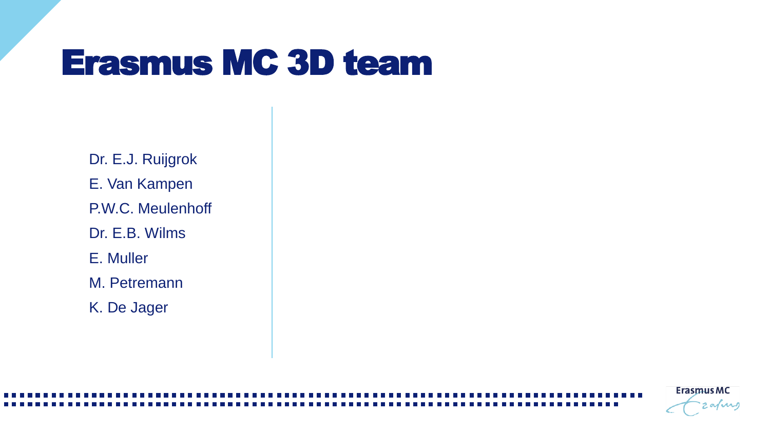# Erasmus MC 3D team

Dr. E.J. Ruijgrok

E. Van Kampen

P.W.C. Meulenhoff

Dr. E.B. Wilms

E. Muller

M. Petremann

K. De Jager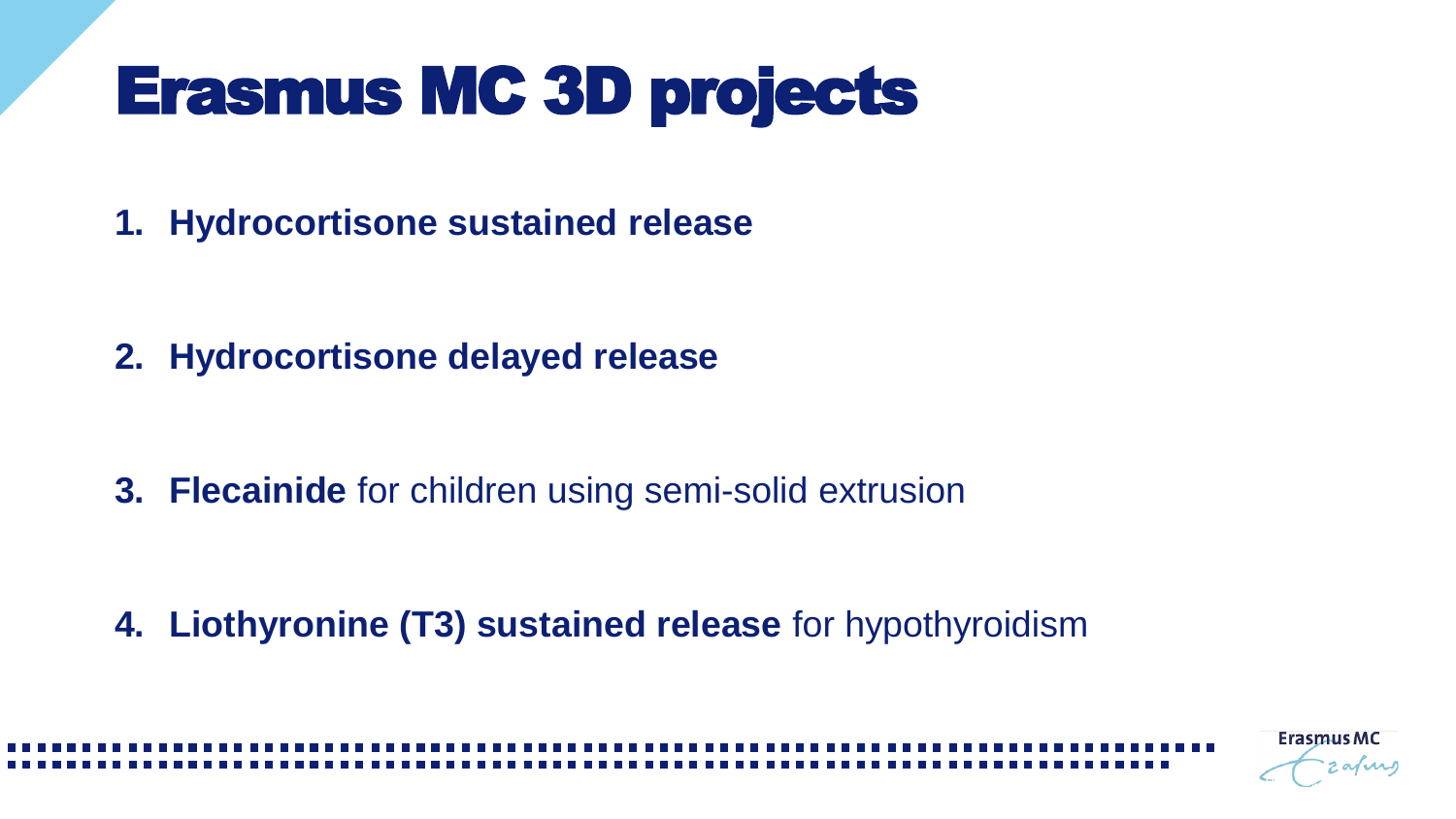# Erasmus MC 3D projects

1. **Hydrocortisone sustained release**

2. **Hydrocortisone delayed release**

3. **Flecainide** for children using semi-solid extrusion

4. **Liothyronine (T3) sustained release** for hypothyroidism